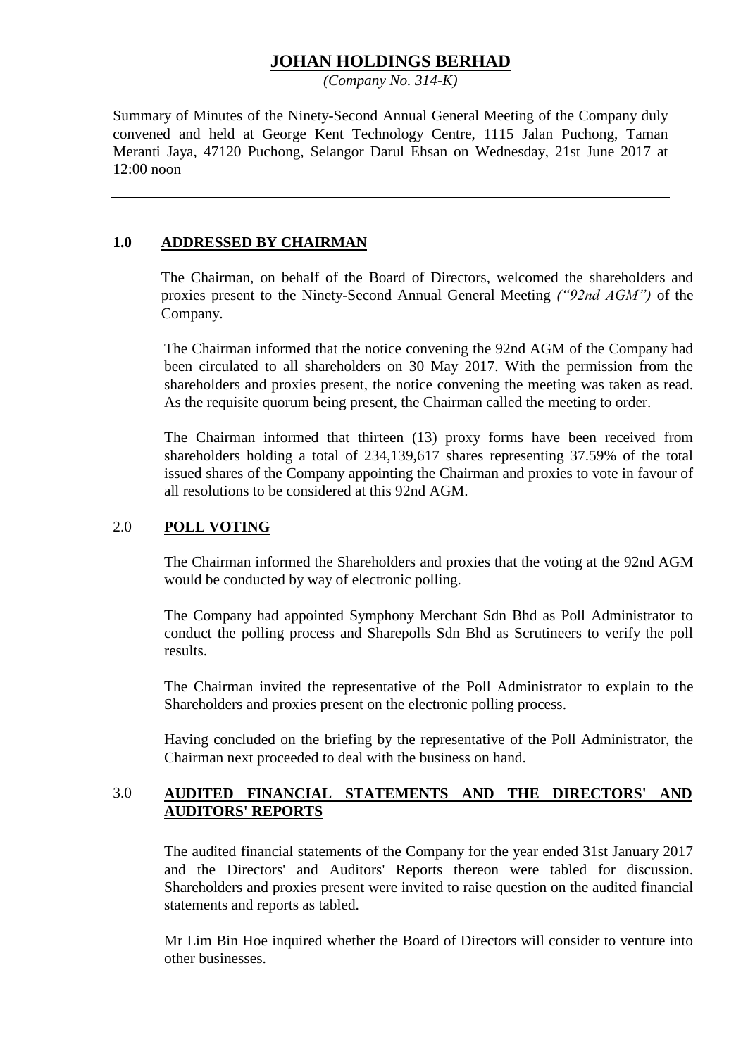# JOHAN HOLDINGS BERHAD

*(Company No. 314-K)*

Summary of Minutes of the Ninety-Second Annual General Meeting of the Company duly convened and held at George Kent Technology Centre, 1115 Jalan Puchong, Taman Meranti Jaya, 47120 Puchong, Selangor Darul Ehsan on Wednesday, 21st June 2017 at 12:00 noon

---

## 1.0 ADDRESSED BY CHAIRMAN

The Chairman, on behalf of the Board of Directors, welcomed the shareholders and proxies present to the Ninety-Second Annual General Meeting *("92nd AGM")* of the Company.

The Chairman informed that the notice convening the 92nd AGM of the Company had been circulated to all shareholders on 30 May 2017. With the permission from the shareholders and proxies present, the notice convening the meeting was taken as read. As the requisite quorum being present, the Chairman called the meeting to order.

The Chairman informed that thirteen (13) proxy forms have been received from shareholders holding a total of 234,139,617 shares representing 37.59% of the total issued shares of the Company appointing the Chairman and proxies to vote in favour of all resolutions to be considered at this 92nd AGM.

## 2.0 POLL VOTING

The Chairman informed the Shareholders and proxies that the voting at the 92nd AGM would be conducted by way of electronic polling.

The Company had appointed Symphony Merchant Sdn Bhd as Poll Administrator to conduct the polling process and Sharepolls Sdn Bhd as Scrutineers to verify the poll results.

The Chairman invited the representative of the Poll Administrator to explain to the Shareholders and proxies present on the electronic polling process.

Having concluded on the briefing by the representative of the Poll Administrator, the Chairman next proceeded to deal with the business on hand.

## 3.0 AUDITED FINANCIAL STATEMENTS AND THE DIRECTORS' AND AUDITORS' REPORTS

The audited financial statements of the Company for the year ended 31st January 2017 and the Directors' and Auditors' Reports thereon were tabled for discussion. Shareholders and proxies present were invited to raise question on the audited financial statements and reports as tabled.

Mr Lim Bin Hoe inquired whether the Board of Directors will consider to venture into other businesses.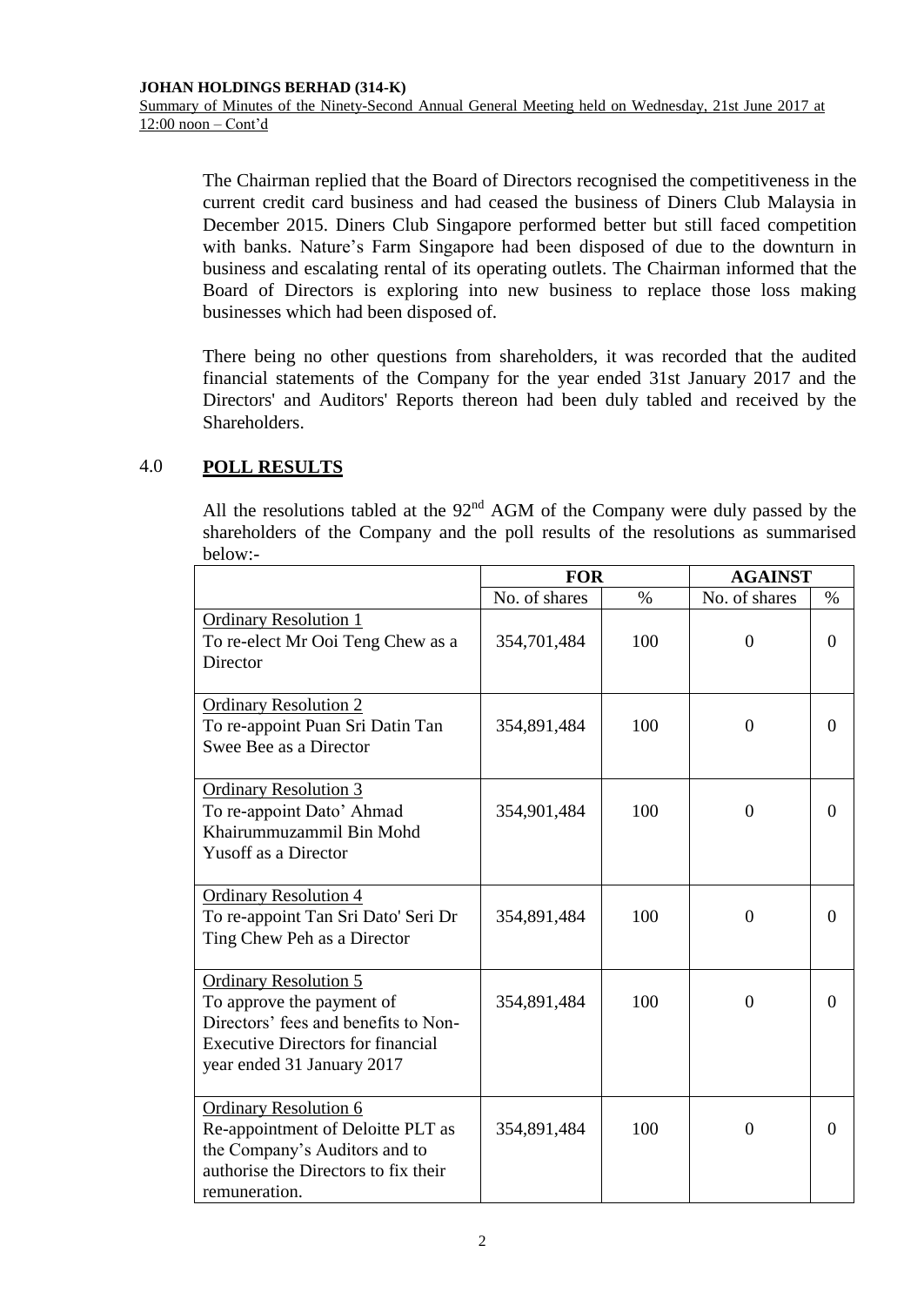The Chairman replied that the Board of Directors recognised the competitiveness in the current credit card business and had ceased the business of Diners Club Malaysia in December 2015. Diners Club Singapore performed better but still faced competition with banks. Nature's Farm Singapore had been disposed of due to the downturn in business and escalating rental of its operating outlets. The Chairman informed that the Board of Directors is exploring into new business to replace those loss making businesses which had been disposed of.

There being no other questions from shareholders, it was recorded that the audited financial statements of the Company for the year ended 31st January 2017 and the Directors' and Auditors' Reports thereon had been duly tabled and received by the Shareholders.

## 4.0 POLL RESULTS

All the resolutions tabled at the 92nd AGM of the Company were duly passed by the shareholders of the Company and the poll results of the resolutions as summarised below:-

| | FOR | | AGAINST | |
|---|---|---|---|---|
| | No. of shares | % | No. of shares | % |
| Ordinary Resolution 1<br>To re-elect Mr Ooi Teng Chew as a Director | 354,701,484 | 100 | 0 | 0 |
| Ordinary Resolution 2<br>To re-appoint Puan Sri Datin Tan Swee Bee as a Director | 354,891,484 | 100 | 0 | 0 |
| Ordinary Resolution 3<br>To re-appoint Dato' Ahmad Khairummuzammil Bin Mohd Yusoff as a Director | 354,901,484 | 100 | 0 | 0 |
| Ordinary Resolution 4<br>To re-appoint Tan Sri Dato' Seri Dr Ting Chew Peh as a Director | 354,891,484 | 100 | 0 | 0 |
| Ordinary Resolution 5<br>To approve the payment of Directors' fees and benefits to Non-Executive Directors for financial year ended 31 January 2017 | 354,891,484 | 100 | 0 | 0 |
| Ordinary Resolution 6<br>Re-appointment of Deloitte PLT as the Company's Auditors and to authorise the Directors to fix their remuneration. | 354,891,484 | 100 | 0 | 0 |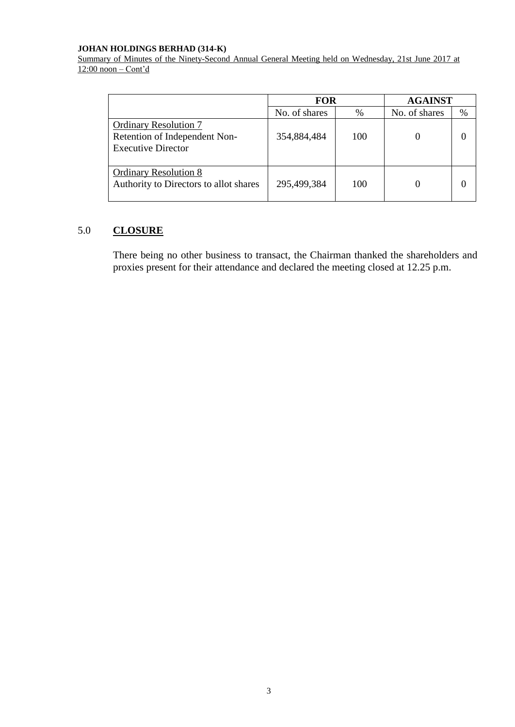| | FOR | | AGAINST | |
|---|---|---|---|---|
| | No. of shares | % | No. of shares | % |
| Ordinary Resolution 7 Retention of Independent Non-Executive Director | 354,884,484 | 100 | 0 | 0 |
| Ordinary Resolution 8 Authority to Directors to allot shares | 295,499,384 | 100 | 0 | 0 |

## 5.0 **CLOSURE**

There being no other business to transact, the Chairman thanked the shareholders and proxies present for their attendance and declared the meeting closed at 12.25 p.m.